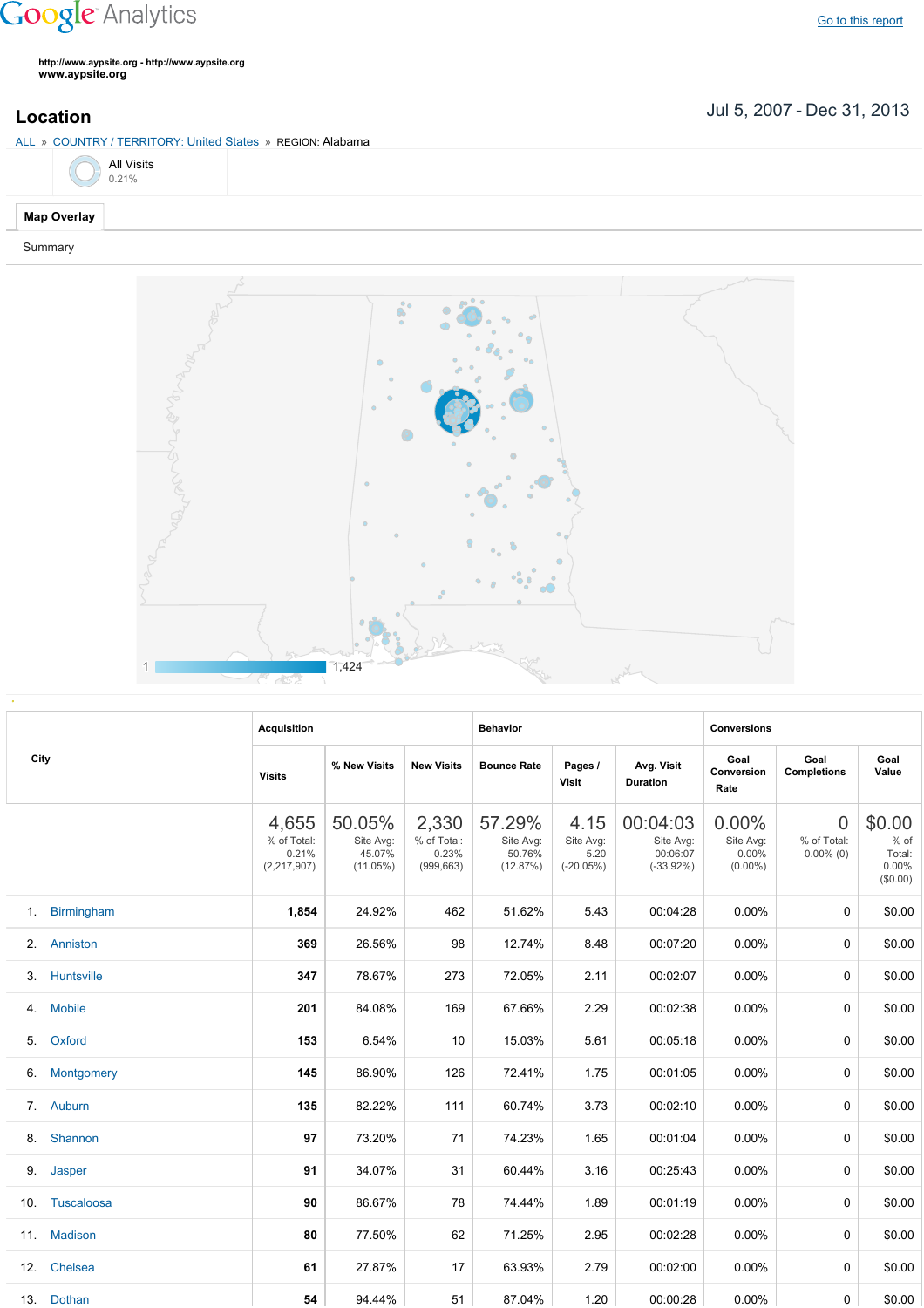Google Analytics

Go to this report

http://www.aypsite.org - http://www.aypsite.org
www.aypsite.org

## Location

Jul 5, 2007 - Dec 31, 2013

ALL » COUNTRY / TERRITORY: United States » REGION: Alabama

All Visits
0.21%

Map Overlay

Summary

1 — 1,424

| City | Acquisition | | | Behavior | | | Conversions | | |
|---|---|---|---|---|---|---|---|---|---|
| | Visits | % New Visits | New Visits | Bounce Rate | Pages / Visit | Avg. Visit Duration | Goal Conversion Rate | Goal Completions | Goal Value |
| | 4,655 % of Total: 0.21% (2,217,907) | 50.05% Site Avg: 45.07% (11.05%) | 2,330 % of Total: 0.23% (999,663) | 57.29% Site Avg: 50.76% (12.87%) | 4.15 Site Avg: 5.20 (-20.05%) | 00:04:03 Site Avg: 00:06:07 (-33.92%) | 0.00% Site Avg: 0.00% (0.00%) | 0 % of Total: 0.00% (0) | $0.00 % of Total: 0.00% ($0.00) |
| 1. Birmingham | 1,854 | 24.92% | 462 | 51.62% | 5.43 | 00:04:28 | 0.00% | 0 | $0.00 |
| 2. Anniston | 369 | 26.56% | 98 | 12.74% | 8.48 | 00:07:20 | 0.00% | 0 | $0.00 |
| 3. Huntsville | 347 | 78.67% | 273 | 72.05% | 2.11 | 00:02:07 | 0.00% | 0 | $0.00 |
| 4. Mobile | 201 | 84.08% | 169 | 67.66% | 2.29 | 00:02:38 | 0.00% | 0 | $0.00 |
| 5. Oxford | 153 | 6.54% | 10 | 15.03% | 5.61 | 00:05:18 | 0.00% | 0 | $0.00 |
| 6. Montgomery | 145 | 86.90% | 126 | 72.41% | 1.75 | 00:01:05 | 0.00% | 0 | $0.00 |
| 7. Auburn | 135 | 82.22% | 111 | 60.74% | 3.73 | 00:02:10 | 0.00% | 0 | $0.00 |
| 8. Shannon | 97 | 73.20% | 71 | 74.23% | 1.65 | 00:01:04 | 0.00% | 0 | $0.00 |
| 9. Jasper | 91 | 34.07% | 31 | 60.44% | 3.16 | 00:25:43 | 0.00% | 0 | $0.00 |
| 10. Tuscaloosa | 90 | 86.67% | 78 | 74.44% | 1.89 | 00:01:19 | 0.00% | 0 | $0.00 |
| 11. Madison | 80 | 77.50% | 62 | 71.25% | 2.95 | 00:02:28 | 0.00% | 0 | $0.00 |
| 12. Chelsea | 61 | 27.87% | 17 | 63.93% | 2.79 | 00:02:00 | 0.00% | 0 | $0.00 |
| 13. Dothan | 54 | 94.44% | 51 | 87.04% | 1.20 | 00:00:28 | 0.00% | 0 | $0.00 |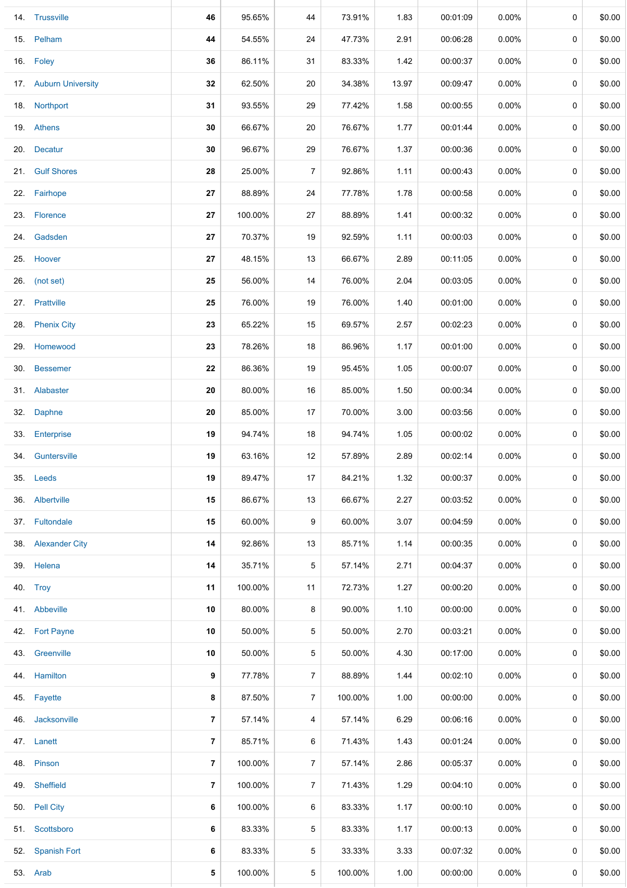| | | | | | | | | | | |
|---|---|---|---|---|---|---|---|---|---|---|
| 14. | Trussville | **46** | 95.65% | 44 | 73.91% | 1.83 | 00:01:09 | 0.00% | 0 | $0.00 |
| 15. | Pelham | **44** | 54.55% | 24 | 47.73% | 2.91 | 00:06:28 | 0.00% | 0 | $0.00 |
| 16. | Foley | **36** | 86.11% | 31 | 83.33% | 1.42 | 00:00:37 | 0.00% | 0 | $0.00 |
| 17. | Auburn University | **32** | 62.50% | 20 | 34.38% | 13.97 | 00:09:47 | 0.00% | 0 | $0.00 |
| 18. | Northport | **31** | 93.55% | 29 | 77.42% | 1.58 | 00:00:55 | 0.00% | 0 | $0.00 |
| 19. | Athens | **30** | 66.67% | 20 | 76.67% | 1.77 | 00:01:44 | 0.00% | 0 | $0.00 |
| 20. | Decatur | **30** | 96.67% | 29 | 76.67% | 1.37 | 00:00:36 | 0.00% | 0 | $0.00 |
| 21. | Gulf Shores | **28** | 25.00% | 7 | 92.86% | 1.11 | 00:00:43 | 0.00% | 0 | $0.00 |
| 22. | Fairhope | **27** | 88.89% | 24 | 77.78% | 1.78 | 00:00:58 | 0.00% | 0 | $0.00 |
| 23. | Florence | **27** | 100.00% | 27 | 88.89% | 1.41 | 00:00:32 | 0.00% | 0 | $0.00 |
| 24. | Gadsden | **27** | 70.37% | 19 | 92.59% | 1.11 | 00:00:03 | 0.00% | 0 | $0.00 |
| 25. | Hoover | **27** | 48.15% | 13 | 66.67% | 2.89 | 00:11:05 | 0.00% | 0 | $0.00 |
| 26. | (not set) | **25** | 56.00% | 14 | 76.00% | 2.04 | 00:03:05 | 0.00% | 0 | $0.00 |
| 27. | Prattville | **25** | 76.00% | 19 | 76.00% | 1.40 | 00:01:00 | 0.00% | 0 | $0.00 |
| 28. | Phenix City | **23** | 65.22% | 15 | 69.57% | 2.57 | 00:02:23 | 0.00% | 0 | $0.00 |
| 29. | Homewood | **23** | 78.26% | 18 | 86.96% | 1.17 | 00:01:00 | 0.00% | 0 | $0.00 |
| 30. | Bessemer | **22** | 86.36% | 19 | 95.45% | 1.05 | 00:00:07 | 0.00% | 0 | $0.00 |
| 31. | Alabaster | **20** | 80.00% | 16 | 85.00% | 1.50 | 00:00:34 | 0.00% | 0 | $0.00 |
| 32. | Daphne | **20** | 85.00% | 17 | 70.00% | 3.00 | 00:03:56 | 0.00% | 0 | $0.00 |
| 33. | Enterprise | **19** | 94.74% | 18 | 94.74% | 1.05 | 00:00:02 | 0.00% | 0 | $0.00 |
| 34. | Guntersville | **19** | 63.16% | 12 | 57.89% | 2.89 | 00:02:14 | 0.00% | 0 | $0.00 |
| 35. | Leeds | **19** | 89.47% | 17 | 84.21% | 1.32 | 00:00:37 | 0.00% | 0 | $0.00 |
| 36. | Albertville | **15** | 86.67% | 13 | 66.67% | 2.27 | 00:03:52 | 0.00% | 0 | $0.00 |
| 37. | Fultondale | **15** | 60.00% | 9 | 60.00% | 3.07 | 00:04:59 | 0.00% | 0 | $0.00 |
| 38. | Alexander City | **14** | 92.86% | 13 | 85.71% | 1.14 | 00:00:35 | 0.00% | 0 | $0.00 |
| 39. | Helena | **14** | 35.71% | 5 | 57.14% | 2.71 | 00:04:37 | 0.00% | 0 | $0.00 |
| 40. | Troy | **11** | 100.00% | 11 | 72.73% | 1.27 | 00:00:20 | 0.00% | 0 | $0.00 |
| 41. | Abbeville | **10** | 80.00% | 8 | 90.00% | 1.10 | 00:00:00 | 0.00% | 0 | $0.00 |
| 42. | Fort Payne | **10** | 50.00% | 5 | 50.00% | 2.70 | 00:03:21 | 0.00% | 0 | $0.00 |
| 43. | Greenville | **10** | 50.00% | 5 | 50.00% | 4.30 | 00:17:00 | 0.00% | 0 | $0.00 |
| 44. | Hamilton | **9** | 77.78% | 7 | 88.89% | 1.44 | 00:02:10 | 0.00% | 0 | $0.00 |
| 45. | Fayette | **8** | 87.50% | 7 | 100.00% | 1.00 | 00:00:00 | 0.00% | 0 | $0.00 |
| 46. | Jacksonville | **7** | 57.14% | 4 | 57.14% | 6.29 | 00:06:16 | 0.00% | 0 | $0.00 |
| 47. | Lanett | **7** | 85.71% | 6 | 71.43% | 1.43 | 00:01:24 | 0.00% | 0 | $0.00 |
| 48. | Pinson | **7** | 100.00% | 7 | 57.14% | 2.86 | 00:05:37 | 0.00% | 0 | $0.00 |
| 49. | Sheffield | **7** | 100.00% | 7 | 71.43% | 1.29 | 00:04:10 | 0.00% | 0 | $0.00 |
| 50. | Pell City | **6** | 100.00% | 6 | 83.33% | 1.17 | 00:00:10 | 0.00% | 0 | $0.00 |
| 51. | Scottsboro | **6** | 83.33% | 5 | 83.33% | 1.17 | 00:00:13 | 0.00% | 0 | $0.00 |
| 52. | Spanish Fort | **6** | 83.33% | 5 | 33.33% | 3.33 | 00:07:32 | 0.00% | 0 | $0.00 |
| 53. | Arab | **5** | 100.00% | 5 | 100.00% | 1.00 | 00:00:00 | 0.00% | 0 | $0.00 |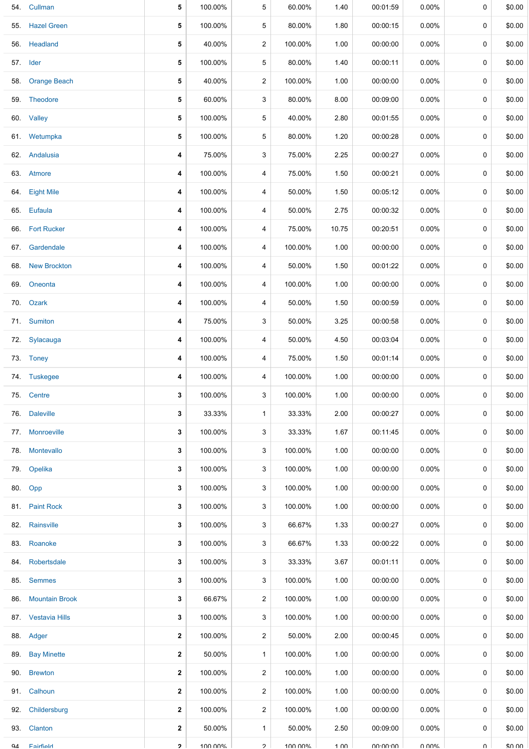| | | | | | | | | | | |
|---|---|---|---|---|---|---|---|---|---|---|
| 54. | Cullman | 5 | 100.00% | 5 | 60.00% | 1.40 | 00:01:59 | 0.00% | 0 | $0.00 |
| 55. | Hazel Green | 5 | 100.00% | 5 | 80.00% | 1.80 | 00:00:15 | 0.00% | 0 | $0.00 |
| 56. | Headland | 5 | 40.00% | 2 | 100.00% | 1.00 | 00:00:00 | 0.00% | 0 | $0.00 |
| 57. | Ider | 5 | 100.00% | 5 | 80.00% | 1.40 | 00:00:11 | 0.00% | 0 | $0.00 |
| 58. | Orange Beach | 5 | 40.00% | 2 | 100.00% | 1.00 | 00:00:00 | 0.00% | 0 | $0.00 |
| 59. | Theodore | 5 | 60.00% | 3 | 80.00% | 8.00 | 00:09:00 | 0.00% | 0 | $0.00 |
| 60. | Valley | 5 | 100.00% | 5 | 40.00% | 2.80 | 00:01:55 | 0.00% | 0 | $0.00 |
| 61. | Wetumpka | 5 | 100.00% | 5 | 80.00% | 1.20 | 00:00:28 | 0.00% | 0 | $0.00 |
| 62. | Andalusia | 4 | 75.00% | 3 | 75.00% | 2.25 | 00:00:27 | 0.00% | 0 | $0.00 |
| 63. | Atmore | 4 | 100.00% | 4 | 75.00% | 1.50 | 00:00:21 | 0.00% | 0 | $0.00 |
| 64. | Eight Mile | 4 | 100.00% | 4 | 50.00% | 1.50 | 00:05:12 | 0.00% | 0 | $0.00 |
| 65. | Eufaula | 4 | 100.00% | 4 | 50.00% | 2.75 | 00:00:32 | 0.00% | 0 | $0.00 |
| 66. | Fort Rucker | 4 | 100.00% | 4 | 75.00% | 10.75 | 00:20:51 | 0.00% | 0 | $0.00 |
| 67. | Gardendale | 4 | 100.00% | 4 | 100.00% | 1.00 | 00:00:00 | 0.00% | 0 | $0.00 |
| 68. | New Brockton | 4 | 100.00% | 4 | 50.00% | 1.50 | 00:01:22 | 0.00% | 0 | $0.00 |
| 69. | Oneonta | 4 | 100.00% | 4 | 100.00% | 1.00 | 00:00:00 | 0.00% | 0 | $0.00 |
| 70. | Ozark | 4 | 100.00% | 4 | 50.00% | 1.50 | 00:00:59 | 0.00% | 0 | $0.00 |
| 71. | Sumiton | 4 | 75.00% | 3 | 50.00% | 3.25 | 00:00:58 | 0.00% | 0 | $0.00 |
| 72. | Sylacauga | 4 | 100.00% | 4 | 50.00% | 4.50 | 00:03:04 | 0.00% | 0 | $0.00 |
| 73. | Toney | 4 | 100.00% | 4 | 75.00% | 1.50 | 00:01:14 | 0.00% | 0 | $0.00 |
| 74. | Tuskegee | 4 | 100.00% | 4 | 100.00% | 1.00 | 00:00:00 | 0.00% | 0 | $0.00 |
| 75. | Centre | 3 | 100.00% | 3 | 100.00% | 1.00 | 00:00:00 | 0.00% | 0 | $0.00 |
| 76. | Daleville | 3 | 33.33% | 1 | 33.33% | 2.00 | 00:00:27 | 0.00% | 0 | $0.00 |
| 77. | Monroeville | 3 | 100.00% | 3 | 33.33% | 1.67 | 00:11:45 | 0.00% | 0 | $0.00 |
| 78. | Montevallo | 3 | 100.00% | 3 | 100.00% | 1.00 | 00:00:00 | 0.00% | 0 | $0.00 |
| 79. | Opelika | 3 | 100.00% | 3 | 100.00% | 1.00 | 00:00:00 | 0.00% | 0 | $0.00 |
| 80. | Opp | 3 | 100.00% | 3 | 100.00% | 1.00 | 00:00:00 | 0.00% | 0 | $0.00 |
| 81. | Paint Rock | 3 | 100.00% | 3 | 100.00% | 1.00 | 00:00:00 | 0.00% | 0 | $0.00 |
| 82. | Rainsville | 3 | 100.00% | 3 | 66.67% | 1.33 | 00:00:27 | 0.00% | 0 | $0.00 |
| 83. | Roanoke | 3 | 100.00% | 3 | 66.67% | 1.33 | 00:00:22 | 0.00% | 0 | $0.00 |
| 84. | Robertsdale | 3 | 100.00% | 3 | 33.33% | 3.67 | 00:01:11 | 0.00% | 0 | $0.00 |
| 85. | Semmes | 3 | 100.00% | 3 | 100.00% | 1.00 | 00:00:00 | 0.00% | 0 | $0.00 |
| 86. | Mountain Brook | 3 | 66.67% | 2 | 100.00% | 1.00 | 00:00:00 | 0.00% | 0 | $0.00 |
| 87. | Vestavia Hills | 3 | 100.00% | 3 | 100.00% | 1.00 | 00:00:00 | 0.00% | 0 | $0.00 |
| 88. | Adger | 2 | 100.00% | 2 | 50.00% | 2.00 | 00:00:45 | 0.00% | 0 | $0.00 |
| 89. | Bay Minette | 2 | 50.00% | 1 | 100.00% | 1.00 | 00:00:00 | 0.00% | 0 | $0.00 |
| 90. | Brewton | 2 | 100.00% | 2 | 100.00% | 1.00 | 00:00:00 | 0.00% | 0 | $0.00 |
| 91. | Calhoun | 2 | 100.00% | 2 | 100.00% | 1.00 | 00:00:00 | 0.00% | 0 | $0.00 |
| 92. | Childersburg | 2 | 100.00% | 2 | 100.00% | 1.00 | 00:00:00 | 0.00% | 0 | $0.00 |
| 93. | Clanton | 2 | 50.00% | 1 | 50.00% | 2.50 | 00:09:00 | 0.00% | 0 | $0.00 |
| 94. | Fairfield | 2 | 100.00% | 2 | 100.00% | 1.00 | 00:00:00 | 0.00% | 0 | $0.00 |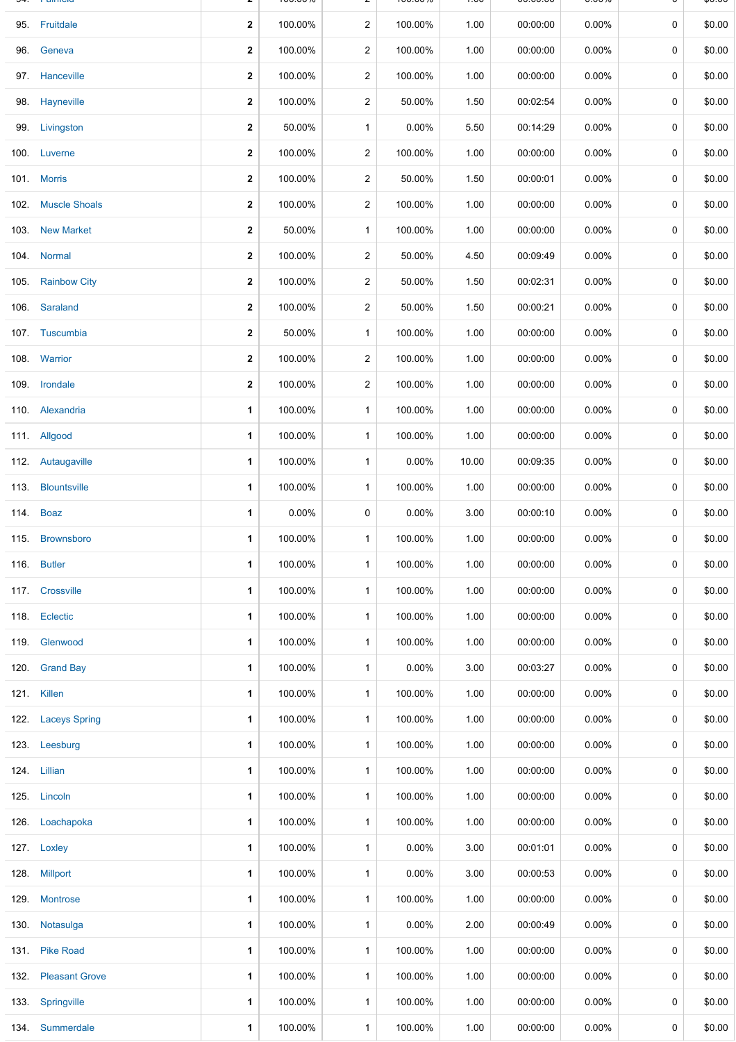| | | | | | | | | | | |
|---|---|---|---|---|---|---|---|---|---|---|
| 95. | Fruitdale | 2 | 100.00% | 2 | 100.00% | 1.00 | 00:00:00 | 0.00% | 0 | $0.00 |
| 96. | Geneva | 2 | 100.00% | 2 | 100.00% | 1.00 | 00:00:00 | 0.00% | 0 | $0.00 |
| 97. | Hanceville | 2 | 100.00% | 2 | 100.00% | 1.00 | 00:00:00 | 0.00% | 0 | $0.00 |
| 98. | Hayneville | 2 | 100.00% | 2 | 50.00% | 1.50 | 00:02:54 | 0.00% | 0 | $0.00 |
| 99. | Livingston | 2 | 50.00% | 1 | 0.00% | 5.50 | 00:14:29 | 0.00% | 0 | $0.00 |
| 100. | Luverne | 2 | 100.00% | 2 | 100.00% | 1.00 | 00:00:00 | 0.00% | 0 | $0.00 |
| 101. | Morris | 2 | 100.00% | 2 | 50.00% | 1.50 | 00:00:01 | 0.00% | 0 | $0.00 |
| 102. | Muscle Shoals | 2 | 100.00% | 2 | 100.00% | 1.00 | 00:00:00 | 0.00% | 0 | $0.00 |
| 103. | New Market | 2 | 50.00% | 1 | 100.00% | 1.00 | 00:00:00 | 0.00% | 0 | $0.00 |
| 104. | Normal | 2 | 100.00% | 2 | 50.00% | 4.50 | 00:09:49 | 0.00% | 0 | $0.00 |
| 105. | Rainbow City | 2 | 100.00% | 2 | 50.00% | 1.50 | 00:02:31 | 0.00% | 0 | $0.00 |
| 106. | Saraland | 2 | 100.00% | 2 | 50.00% | 1.50 | 00:00:21 | 0.00% | 0 | $0.00 |
| 107. | Tuscumbia | 2 | 50.00% | 1 | 100.00% | 1.00 | 00:00:00 | 0.00% | 0 | $0.00 |
| 108. | Warrior | 2 | 100.00% | 2 | 100.00% | 1.00 | 00:00:00 | 0.00% | 0 | $0.00 |
| 109. | Irondale | 2 | 100.00% | 2 | 100.00% | 1.00 | 00:00:00 | 0.00% | 0 | $0.00 |
| 110. | Alexandria | 1 | 100.00% | 1 | 100.00% | 1.00 | 00:00:00 | 0.00% | 0 | $0.00 |
| 111. | Allgood | 1 | 100.00% | 1 | 100.00% | 1.00 | 00:00:00 | 0.00% | 0 | $0.00 |
| 112. | Autaugaville | 1 | 100.00% | 1 | 0.00% | 10.00 | 00:09:35 | 0.00% | 0 | $0.00 |
| 113. | Blountsville | 1 | 100.00% | 1 | 100.00% | 1.00 | 00:00:00 | 0.00% | 0 | $0.00 |
| 114. | Boaz | 1 | 0.00% | 0 | 0.00% | 3.00 | 00:00:10 | 0.00% | 0 | $0.00 |
| 115. | Brownsboro | 1 | 100.00% | 1 | 100.00% | 1.00 | 00:00:00 | 0.00% | 0 | $0.00 |
| 116. | Butler | 1 | 100.00% | 1 | 100.00% | 1.00 | 00:00:00 | 0.00% | 0 | $0.00 |
| 117. | Crossville | 1 | 100.00% | 1 | 100.00% | 1.00 | 00:00:00 | 0.00% | 0 | $0.00 |
| 118. | Eclectic | 1 | 100.00% | 1 | 100.00% | 1.00 | 00:00:00 | 0.00% | 0 | $0.00 |
| 119. | Glenwood | 1 | 100.00% | 1 | 100.00% | 1.00 | 00:00:00 | 0.00% | 0 | $0.00 |
| 120. | Grand Bay | 1 | 100.00% | 1 | 0.00% | 3.00 | 00:03:27 | 0.00% | 0 | $0.00 |
| 121. | Killen | 1 | 100.00% | 1 | 100.00% | 1.00 | 00:00:00 | 0.00% | 0 | $0.00 |
| 122. | Laceys Spring | 1 | 100.00% | 1 | 100.00% | 1.00 | 00:00:00 | 0.00% | 0 | $0.00 |
| 123. | Leesburg | 1 | 100.00% | 1 | 100.00% | 1.00 | 00:00:00 | 0.00% | 0 | $0.00 |
| 124. | Lillian | 1 | 100.00% | 1 | 100.00% | 1.00 | 00:00:00 | 0.00% | 0 | $0.00 |
| 125. | Lincoln | 1 | 100.00% | 1 | 100.00% | 1.00 | 00:00:00 | 0.00% | 0 | $0.00 |
| 126. | Loachapoka | 1 | 100.00% | 1 | 100.00% | 1.00 | 00:00:00 | 0.00% | 0 | $0.00 |
| 127. | Loxley | 1 | 100.00% | 1 | 0.00% | 3.00 | 00:01:01 | 0.00% | 0 | $0.00 |
| 128. | Millport | 1 | 100.00% | 1 | 0.00% | 3.00 | 00:00:53 | 0.00% | 0 | $0.00 |
| 129. | Montrose | 1 | 100.00% | 1 | 100.00% | 1.00 | 00:00:00 | 0.00% | 0 | $0.00 |
| 130. | Notasulga | 1 | 100.00% | 1 | 0.00% | 2.00 | 00:00:49 | 0.00% | 0 | $0.00 |
| 131. | Pike Road | 1 | 100.00% | 1 | 100.00% | 1.00 | 00:00:00 | 0.00% | 0 | $0.00 |
| 132. | Pleasant Grove | 1 | 100.00% | 1 | 100.00% | 1.00 | 00:00:00 | 0.00% | 0 | $0.00 |
| 133. | Springville | 1 | 100.00% | 1 | 100.00% | 1.00 | 00:00:00 | 0.00% | 0 | $0.00 |
| 134. | Summerdale | 1 | 100.00% | 1 | 100.00% | 1.00 | 00:00:00 | 0.00% | 0 | $0.00 |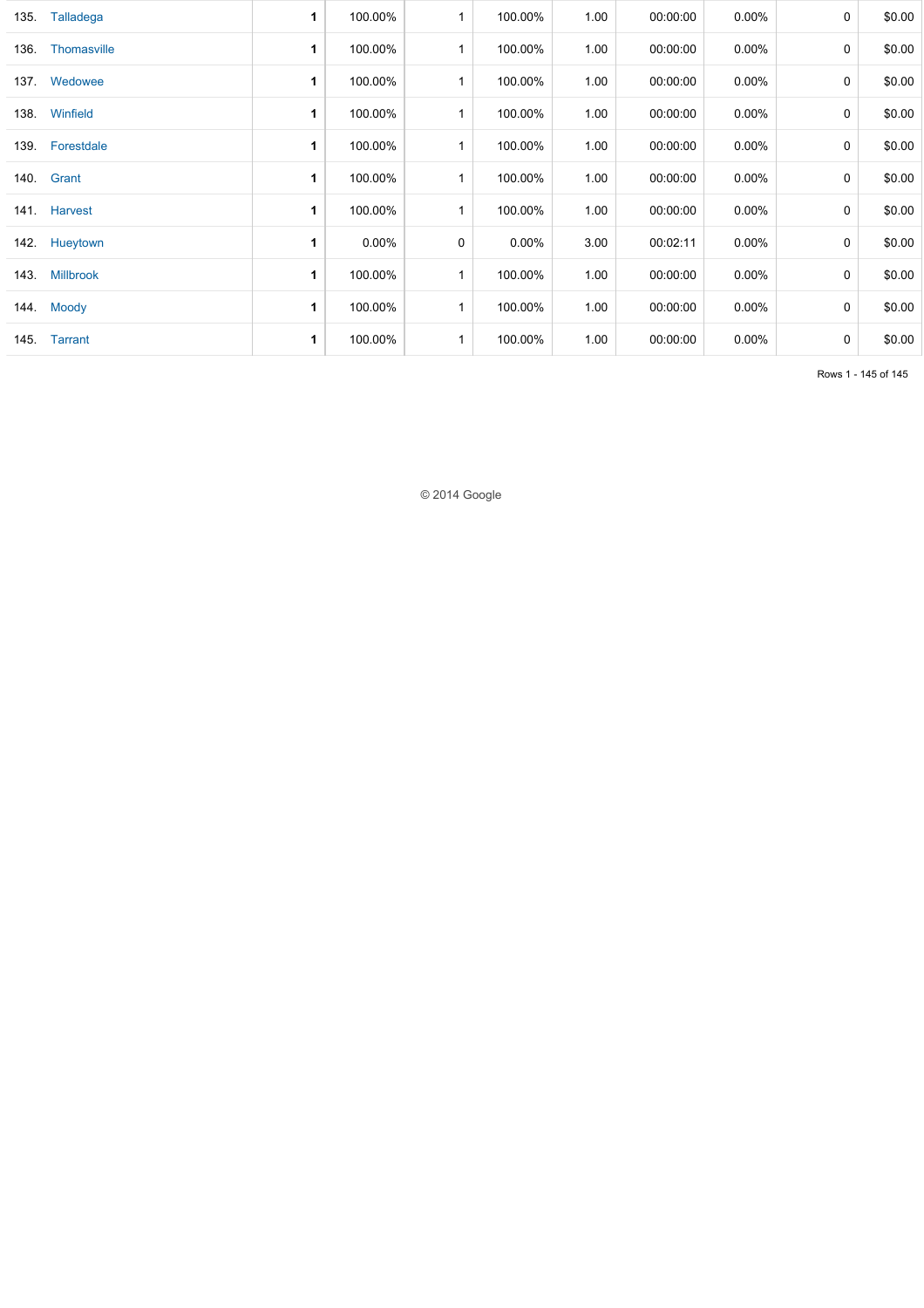| | | | | | | | | | | |
|---|---|---|---|---|---|---|---|---|---|---|
| 135. | Talladega | 1 | 100.00% | 1 | 100.00% | 1.00 | 00:00:00 | 0.00% | 0 | $0.00 |
| 136. | Thomasville | 1 | 100.00% | 1 | 100.00% | 1.00 | 00:00:00 | 0.00% | 0 | $0.00 |
| 137. | Wedowee | 1 | 100.00% | 1 | 100.00% | 1.00 | 00:00:00 | 0.00% | 0 | $0.00 |
| 138. | Winfield | 1 | 100.00% | 1 | 100.00% | 1.00 | 00:00:00 | 0.00% | 0 | $0.00 |
| 139. | Forestdale | 1 | 100.00% | 1 | 100.00% | 1.00 | 00:00:00 | 0.00% | 0 | $0.00 |
| 140. | Grant | 1 | 100.00% | 1 | 100.00% | 1.00 | 00:00:00 | 0.00% | 0 | $0.00 |
| 141. | Harvest | 1 | 100.00% | 1 | 100.00% | 1.00 | 00:00:00 | 0.00% | 0 | $0.00 |
| 142. | Hueytown | 1 | 0.00% | 0 | 0.00% | 3.00 | 00:02:11 | 0.00% | 0 | $0.00 |
| 143. | Millbrook | 1 | 100.00% | 1 | 100.00% | 1.00 | 00:00:00 | 0.00% | 0 | $0.00 |
| 144. | Moody | 1 | 100.00% | 1 | 100.00% | 1.00 | 00:00:00 | 0.00% | 0 | $0.00 |
| 145. | Tarrant | 1 | 100.00% | 1 | 100.00% | 1.00 | 00:00:00 | 0.00% | 0 | $0.00 |

Rows 1 - 145 of 145

© 2014 Google